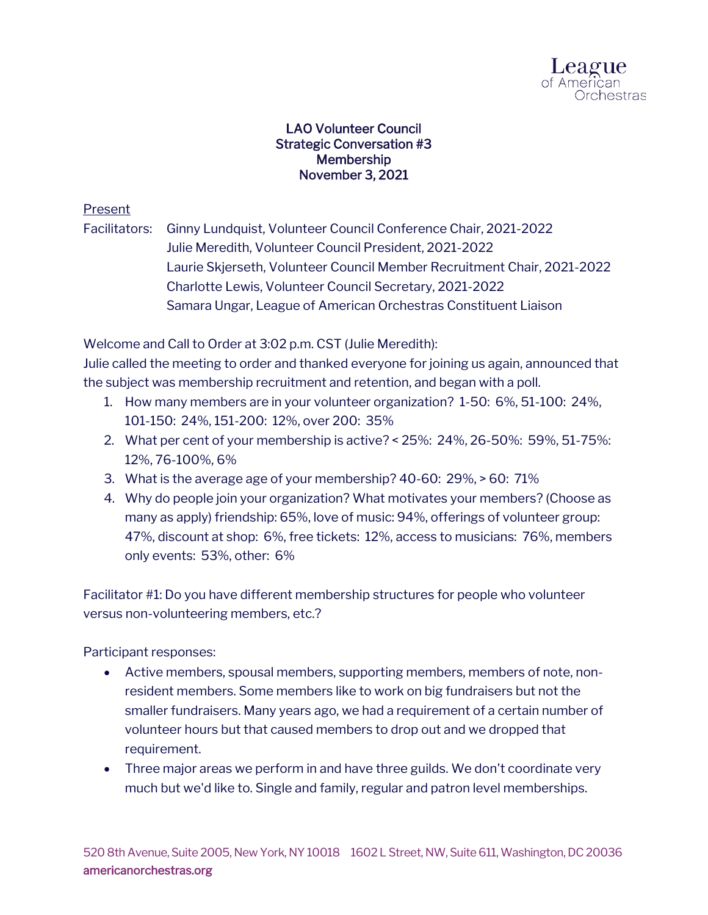**LAO Volunteer Council**
**Strategic Conversation #3**
**Membership**
**November 3, 2021**

Present

Facilitators: Ginny Lundquist, Volunteer Council Conference Chair, 2021-2022
Julie Meredith, Volunteer Council President, 2021-2022
Laurie Skjerseth, Volunteer Council Member Recruitment Chair, 2021-2022
Charlotte Lewis, Volunteer Council Secretary, 2021-2022
Samara Ungar, League of American Orchestras Constituent Liaison

Welcome and Call to Order at 3:02 p.m. CST (Julie Meredith):
Julie called the meeting to order and thanked everyone for joining us again, announced that the subject was membership recruitment and retention, and began with a poll.

1. How many members are in your volunteer organization? 1-50: 6%, 51-100: 24%, 101-150: 24%, 151-200: 12%, over 200: 35%
2. What per cent of your membership is active? < 25%: 24%, 26-50%: 59%, 51-75%: 12%, 76-100%, 6%
3. What is the average age of your membership? 40-60: 29%, > 60: 71%
4. Why do people join your organization? What motivates your members? (Choose as many as apply) friendship: 65%, love of music: 94%, offerings of volunteer group: 47%, discount at shop: 6%, free tickets: 12%, access to musicians: 76%, members only events: 53%, other: 6%

Facilitator #1: Do you have different membership structures for people who volunteer versus non-volunteering members, etc.?

Participant responses:

- Active members, spousal members, supporting members, members of note, non-resident members. Some members like to work on big fundraisers but not the smaller fundraisers. Many years ago, we had a requirement of a certain number of volunteer hours but that caused members to drop out and we dropped that requirement.
- Three major areas we perform in and have three guilds. We don't coordinate very much but we'd like to. Single and family, regular and patron level memberships.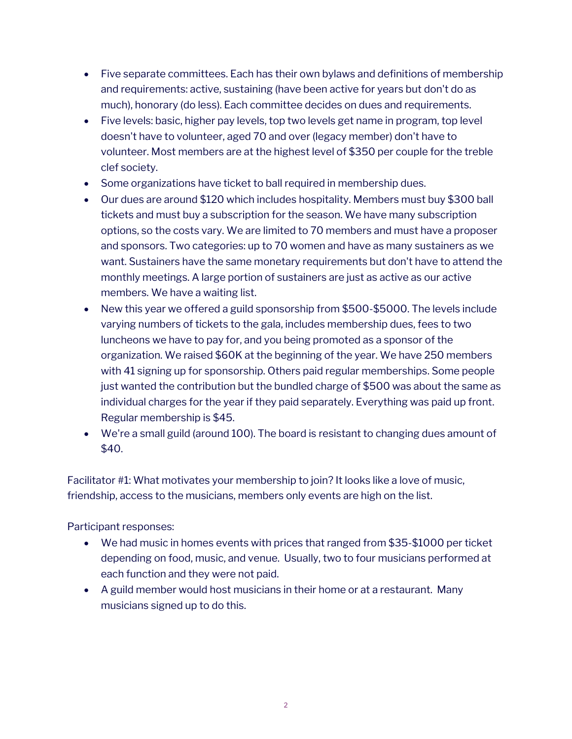- Five separate committees. Each has their own bylaws and definitions of membership and requirements: active, sustaining (have been active for years but don't do as much), honorary (do less). Each committee decides on dues and requirements.
- Five levels: basic, higher pay levels, top two levels get name in program, top level doesn't have to volunteer, aged 70 and over (legacy member) don't have to volunteer. Most members are at the highest level of $350 per couple for the treble clef society.
- Some organizations have ticket to ball required in membership dues.
- Our dues are around $120 which includes hospitality. Members must buy $300 ball tickets and must buy a subscription for the season. We have many subscription options, so the costs vary. We are limited to 70 members and must have a proposer and sponsors. Two categories: up to 70 women and have as many sustainers as we want. Sustainers have the same monetary requirements but don't have to attend the monthly meetings. A large portion of sustainers are just as active as our active members. We have a waiting list.
- New this year we offered a guild sponsorship from $500-$5000. The levels include varying numbers of tickets to the gala, includes membership dues, fees to two luncheons we have to pay for, and you being promoted as a sponsor of the organization. We raised $60K at the beginning of the year. We have 250 members with 41 signing up for sponsorship. Others paid regular memberships. Some people just wanted the contribution but the bundled charge of $500 was about the same as individual charges for the year if they paid separately. Everything was paid up front. Regular membership is $45.
- We're a small guild (around 100). The board is resistant to changing dues amount of $40.

Facilitator #1: What motivates your membership to join? It looks like a love of music, friendship, access to the musicians, members only events are high on the list.

Participant responses:

- We had music in homes events with prices that ranged from $35-$1000 per ticket depending on food, music, and venue. Usually, two to four musicians performed at each function and they were not paid.
- A guild member would host musicians in their home or at a restaurant. Many musicians signed up to do this.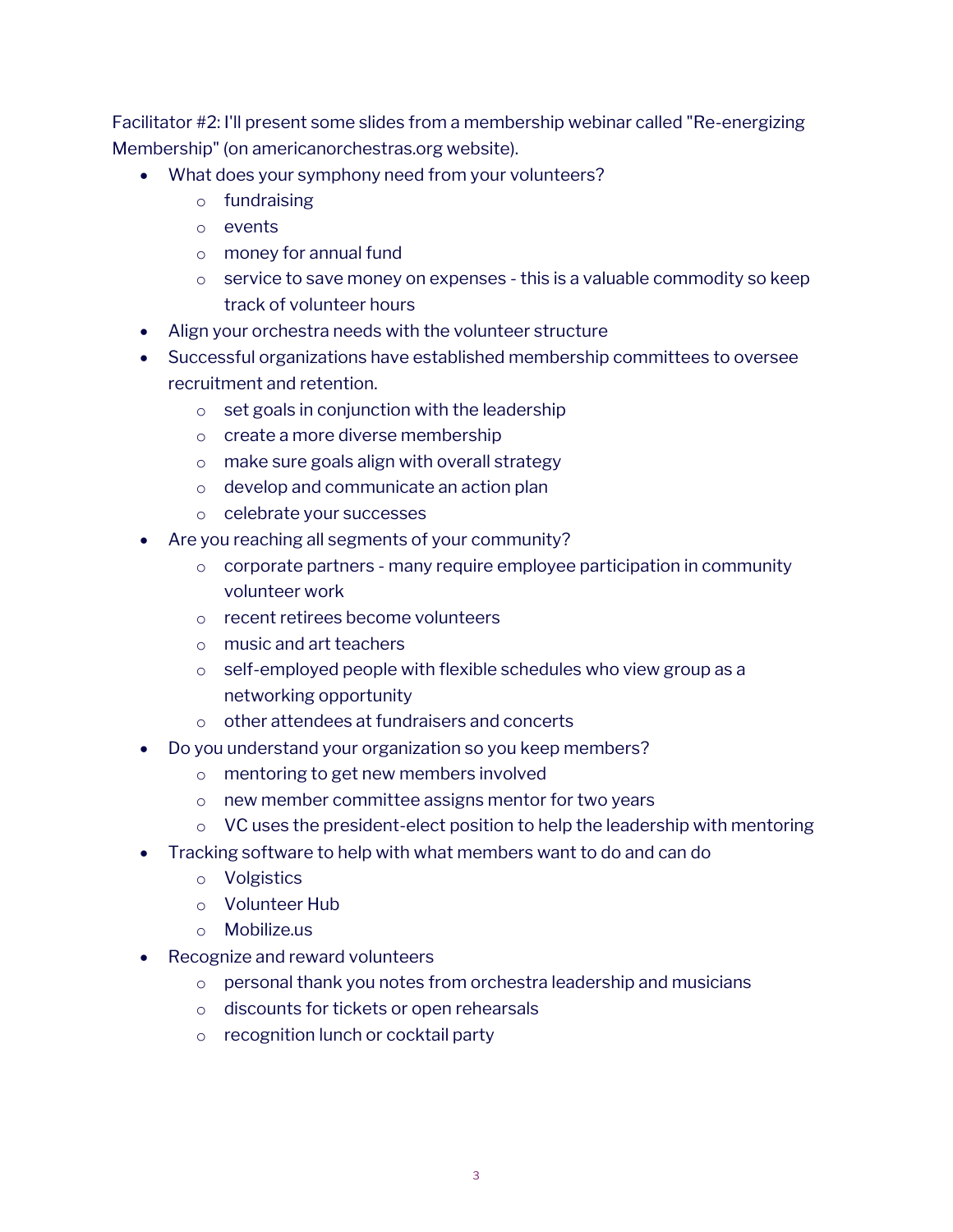Facilitator #2: I'll present some slides from a membership webinar called "Re-energizing Membership" (on americanorchestras.org website).

- What does your symphony need from your volunteers?
  - fundraising
  - events
  - money for annual fund
  - service to save money on expenses - this is a valuable commodity so keep track of volunteer hours
- Align your orchestra needs with the volunteer structure
- Successful organizations have established membership committees to oversee recruitment and retention.
  - set goals in conjunction with the leadership
  - create a more diverse membership
  - make sure goals align with overall strategy
  - develop and communicate an action plan
  - celebrate your successes
- Are you reaching all segments of your community?
  - corporate partners - many require employee participation in community volunteer work
  - recent retirees become volunteers
  - music and art teachers
  - self-employed people with flexible schedules who view group as a networking opportunity
  - other attendees at fundraisers and concerts
- Do you understand your organization so you keep members?
  - mentoring to get new members involved
  - new member committee assigns mentor for two years
  - VC uses the president-elect position to help the leadership with mentoring
- Tracking software to help with what members want to do and can do
  - Volgistics
  - Volunteer Hub
  - Mobilize.us
- Recognize and reward volunteers
  - personal thank you notes from orchestra leadership and musicians
  - discounts for tickets or open rehearsals
  - recognition lunch or cocktail party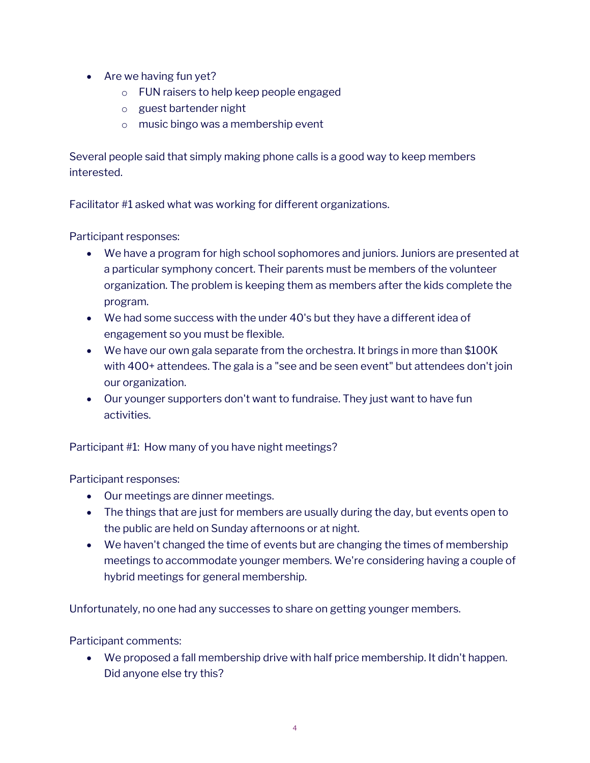- Are we having fun yet?
  - FUN raisers to help keep people engaged
  - guest bartender night
  - music bingo was a membership event

Several people said that simply making phone calls is a good way to keep members interested.

Facilitator #1 asked what was working for different organizations.

Participant responses:

- We have a program for high school sophomores and juniors. Juniors are presented at a particular symphony concert. Their parents must be members of the volunteer organization. The problem is keeping them as members after the kids complete the program.
- We had some success with the under 40's but they have a different idea of engagement so you must be flexible.
- We have our own gala separate from the orchestra. It brings in more than $100K with 400+ attendees. The gala is a "see and be seen event" but attendees don't join our organization.
- Our younger supporters don't want to fundraise. They just want to have fun activities.

Participant #1: How many of you have night meetings?

Participant responses:

- Our meetings are dinner meetings.
- The things that are just for members are usually during the day, but events open to the public are held on Sunday afternoons or at night.
- We haven't changed the time of events but are changing the times of membership meetings to accommodate younger members. We're considering having a couple of hybrid meetings for general membership.

Unfortunately, no one had any successes to share on getting younger members.

Participant comments:

- We proposed a fall membership drive with half price membership. It didn't happen. Did anyone else try this?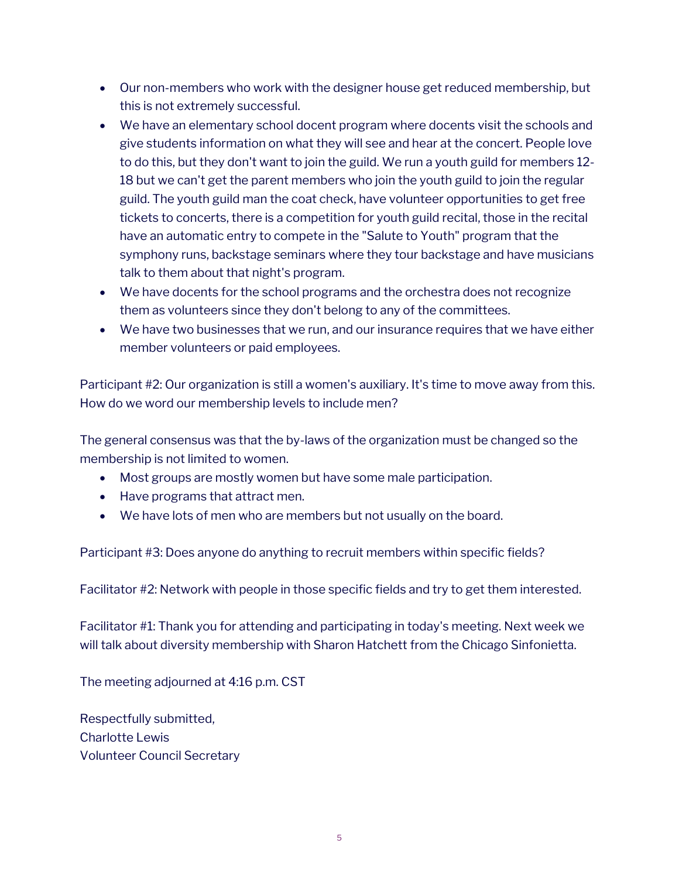- Our non-members who work with the designer house get reduced membership, but this is not extremely successful.
- We have an elementary school docent program where docents visit the schools and give students information on what they will see and hear at the concert. People love to do this, but they don't want to join the guild. We run a youth guild for members 12-18 but we can't get the parent members who join the youth guild to join the regular guild. The youth guild man the coat check, have volunteer opportunities to get free tickets to concerts, there is a competition for youth guild recital, those in the recital have an automatic entry to compete in the "Salute to Youth" program that the symphony runs, backstage seminars where they tour backstage and have musicians talk to them about that night's program.
- We have docents for the school programs and the orchestra does not recognize them as volunteers since they don't belong to any of the committees.
- We have two businesses that we run, and our insurance requires that we have either member volunteers or paid employees.

Participant #2: Our organization is still a women's auxiliary. It's time to move away from this. How do we word our membership levels to include men?

The general consensus was that the by-laws of the organization must be changed so the membership is not limited to women.

- Most groups are mostly women but have some male participation.
- Have programs that attract men.
- We have lots of men who are members but not usually on the board.

Participant #3: Does anyone do anything to recruit members within specific fields?

Facilitator #2: Network with people in those specific fields and try to get them interested.

Facilitator #1: Thank you for attending and participating in today's meeting. Next week we will talk about diversity membership with Sharon Hatchett from the Chicago Sinfonietta.

The meeting adjourned at 4:16 p.m. CST

Respectfully submitted,
Charlotte Lewis
Volunteer Council Secretary